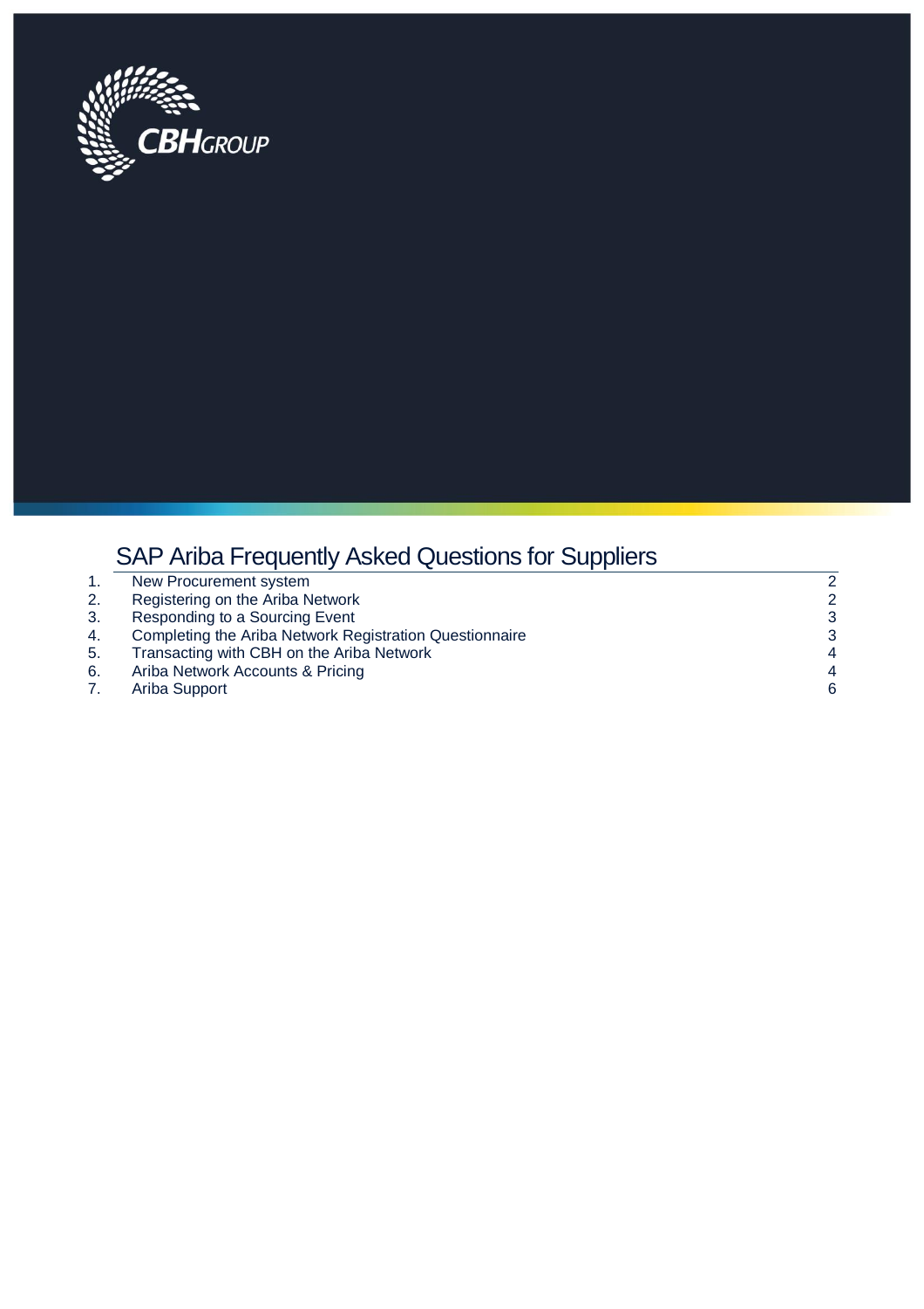CBHGROUP

# SAP Ariba Frequently Asked Questions for Suppliers

| | | |
|---|---|---|
| 1. | New Procurement system | 2 |
| 2. | Registering on the Ariba Network | 2 |
| 3. | Responding to a Sourcing Event | 3 |
| 4. | Completing the Ariba Network Registration Questionnaire | 3 |
| 5. | Transacting with CBH on the Ariba Network | 4 |
| 6. | Ariba Network Accounts & Pricing | 4 |
| 7. | Ariba Support | 6 |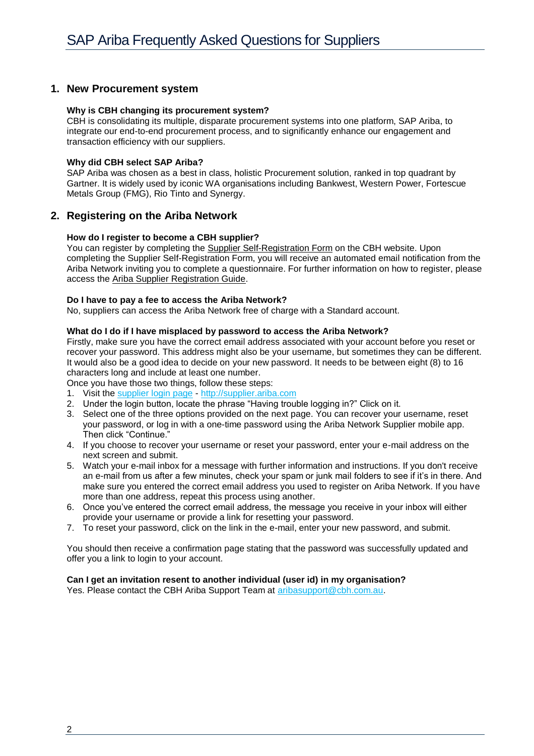# SAP Ariba Frequently Asked Questions for Suppliers

## 1. New Procurement system

**Why is CBH changing its procurement system?**

CBH is consolidating its multiple, disparate procurement systems into one platform, SAP Ariba, to integrate our end-to-end procurement process, and to significantly enhance our engagement and transaction efficiency with our suppliers.

**Why did CBH select SAP Ariba?**

SAP Ariba was chosen as a best in class, holistic Procurement solution, ranked in top quadrant by Gartner. It is widely used by iconic WA organisations including Bankwest, Western Power, Fortescue Metals Group (FMG), Rio Tinto and Synergy.

## 2. Registering on the Ariba Network

**How do I register to become a CBH supplier?**

You can register by completing the Supplier Self-Registration Form on the CBH website. Upon completing the Supplier Self-Registration Form, you will receive an automated email notification from the Ariba Network inviting you to complete a questionnaire. For further information on how to register, please access the Ariba Supplier Registration Guide.

**Do I have to pay a fee to access the Ariba Network?**

No, suppliers can access the Ariba Network free of charge with a Standard account.

**What do I do if I have misplaced by password to access the Ariba Network?**

Firstly, make sure you have the correct email address associated with your account before you reset or recover your password. This address might also be your username, but sometimes they can be different. It would also be a good idea to decide on your new password. It needs to be between eight (8) to 16 characters long and include at least one number.

Once you have those two things, follow these steps:

1. Visit the supplier login page - http://supplier.ariba.com
2. Under the login button, locate the phrase "Having trouble logging in?" Click on it.
3. Select one of the three options provided on the next page. You can recover your username, reset your password, or log in with a one-time password using the Ariba Network Supplier mobile app. Then click "Continue."
4. If you choose to recover your username or reset your password, enter your e-mail address on the next screen and submit.
5. Watch your e-mail inbox for a message with further information and instructions. If you don't receive an e-mail from us after a few minutes, check your spam or junk mail folders to see if it's in there. And make sure you entered the correct email address you used to register on Ariba Network. If you have more than one address, repeat this process using another.
6. Once you've entered the correct email address, the message you receive in your inbox will either provide your username or provide a link for resetting your password.
7. To reset your password, click on the link in the e-mail, enter your new password, and submit.

You should then receive a confirmation page stating that the password was successfully updated and offer you a link to login to your account.

**Can I get an invitation resent to another individual (user id) in my organisation?**

Yes. Please contact the CBH Ariba Support Team at aribasupport@cbh.com.au.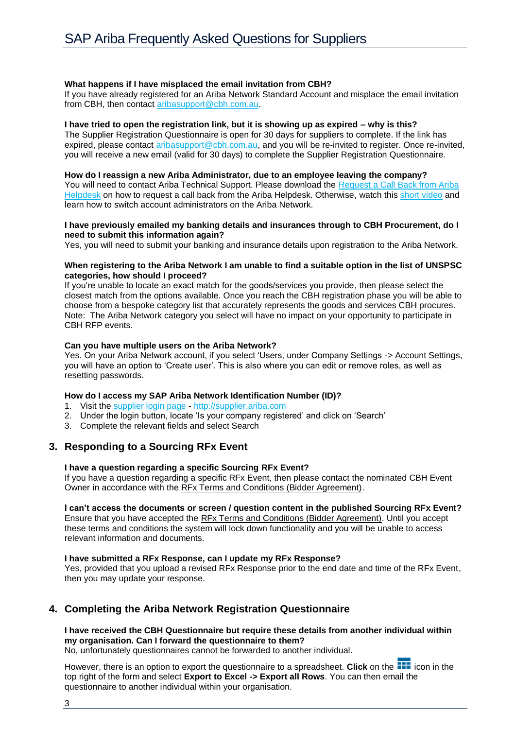**What happens if I have misplaced the email invitation from CBH?**
If you have already registered for an Ariba Network Standard Account and misplace the email invitation from CBH, then contact aribasupport@cbh.com.au.

**I have tried to open the registration link, but it is showing up as expired – why is this?**
The Supplier Registration Questionnaire is open for 30 days for suppliers to complete. If the link has expired, please contact aribasupport@cbh.com.au, and you will be re-invited to register. Once re-invited, you will receive a new email (valid for 30 days) to complete the Supplier Registration Questionnaire.

**How do I reassign a new Ariba Administrator, due to an employee leaving the company?**
You will need to contact Ariba Technical Support. Please download the Request a Call Back from Ariba Helpdesk on how to request a call back from the Ariba Helpdesk. Otherwise, watch this short video and learn how to switch account administrators on the Ariba Network.

**I have previously emailed my banking details and insurances through to CBH Procurement, do I need to submit this information again?**
Yes, you will need to submit your banking and insurance details upon registration to the Ariba Network.

**When registering to the Ariba Network I am unable to find a suitable option in the list of UNSPSC categories, how should I proceed?**
If you're unable to locate an exact match for the goods/services you provide, then please select the closest match from the options available. Once you reach the CBH registration phase you will be able to choose from a bespoke category list that accurately represents the goods and services CBH procures.
Note: The Ariba Network category you select will have no impact on your opportunity to participate in CBH RFP events.

**Can you have multiple users on the Ariba Network?**
Yes. On your Ariba Network account, if you select 'Users, under Company Settings -> Account Settings, you will have an option to 'Create user'. This is also where you can edit or remove roles, as well as resetting passwords.

**How do I access my SAP Ariba Network Identification Number (ID)?**
1. Visit the supplier login page - http://supplier.ariba.com
2. Under the login button, locate 'Is your company registered' and click on 'Search'
3. Complete the relevant fields and select Search

## 3. Responding to a Sourcing RFx Event

**I have a question regarding a specific Sourcing RFx Event?**
If you have a question regarding a specific RFx Event, then please contact the nominated CBH Event Owner in accordance with the RFx Terms and Conditions (Bidder Agreement).

**I can't access the documents or screen / question content in the published Sourcing RFx Event?**
Ensure that you have accepted the RFx Terms and Conditions (Bidder Agreement). Until you accept these terms and conditions the system will lock down functionality and you will be unable to access relevant information and documents.

**I have submitted a RFx Response, can I update my RFx Response?**
Yes, provided that you upload a revised RFx Response prior to the end date and time of the RFx Event, then you may update your response.

## 4. Completing the Ariba Network Registration Questionnaire

**I have received the CBH Questionnaire but require these details from another individual within my organisation. Can I forward the questionnaire to them?**
No, unfortunately questionnaires cannot be forwarded to another individual.

However, there is an option to export the questionnaire to a spreadsheet. **Click** on the icon in the top right of the form and select **Export to Excel -> Export all Rows**. You can then email the questionnaire to another individual within your organisation.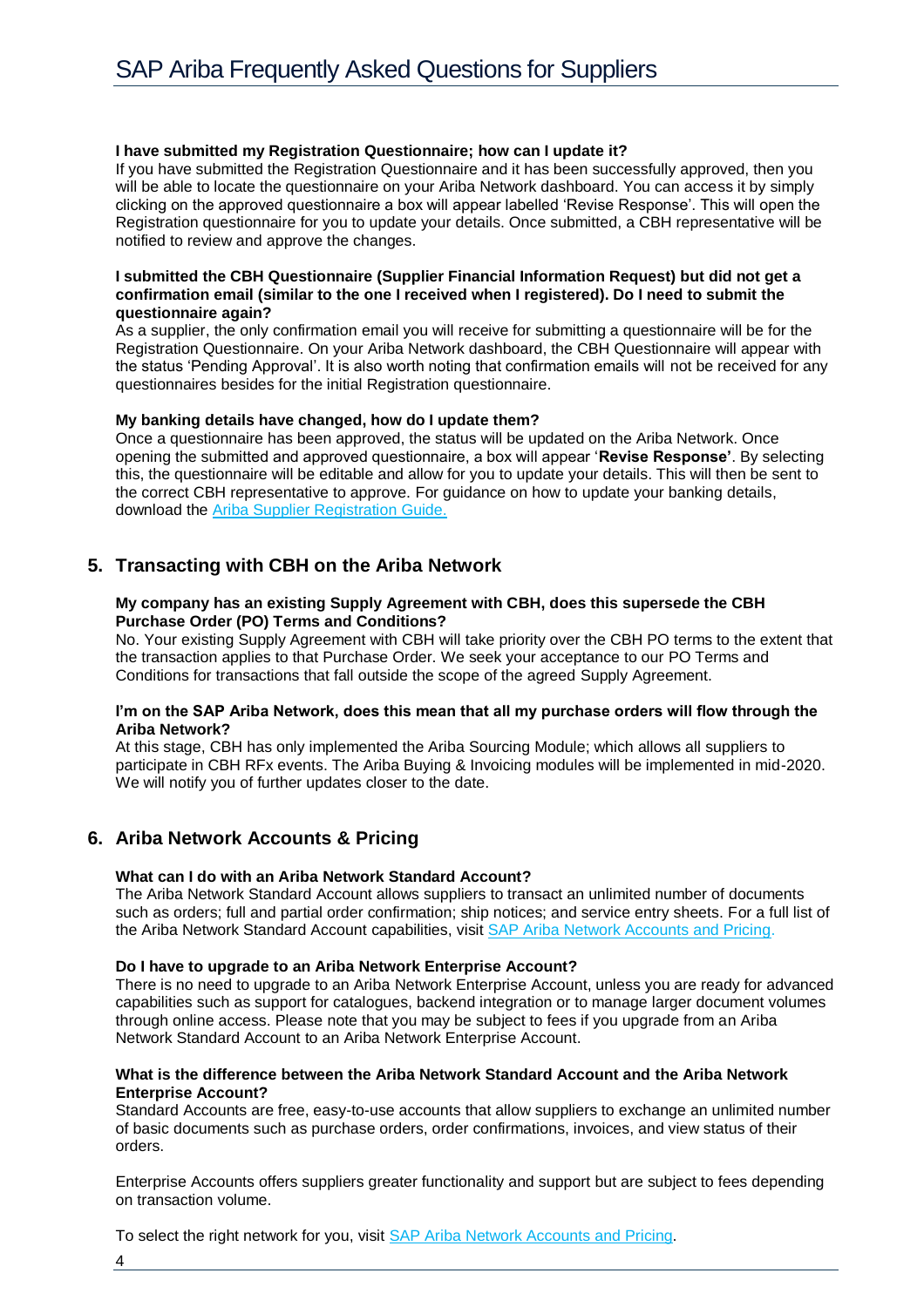**I have submitted my Registration Questionnaire; how can I update it?**
If you have submitted the Registration Questionnaire and it has been successfully approved, then you will be able to locate the questionnaire on your Ariba Network dashboard. You can access it by simply clicking on the approved questionnaire a box will appear labelled 'Revise Response'. This will open the Registration questionnaire for you to update your details. Once submitted, a CBH representative will be notified to review and approve the changes.

**I submitted the CBH Questionnaire (Supplier Financial Information Request) but did not get a confirmation email (similar to the one I received when I registered). Do I need to submit the questionnaire again?**
As a supplier, the only confirmation email you will receive for submitting a questionnaire will be for the Registration Questionnaire. On your Ariba Network dashboard, the CBH Questionnaire will appear with the status 'Pending Approval'. It is also worth noting that confirmation emails will not be received for any questionnaires besides for the initial Registration questionnaire.

**My banking details have changed, how do I update them?**
Once a questionnaire has been approved, the status will be updated on the Ariba Network. Once opening the submitted and approved questionnaire, a box will appear '**Revise Response'**. By selecting this, the questionnaire will be editable and allow for you to update your details. This will then be sent to the correct CBH representative to approve. For guidance on how to update your banking details, download the Ariba Supplier Registration Guide.

## 5. Transacting with CBH on the Ariba Network

**My company has an existing Supply Agreement with CBH, does this supersede the CBH Purchase Order (PO) Terms and Conditions?**
No. Your existing Supply Agreement with CBH will take priority over the CBH PO terms to the extent that the transaction applies to that Purchase Order. We seek your acceptance to our PO Terms and Conditions for transactions that fall outside the scope of the agreed Supply Agreement.

**I'm on the SAP Ariba Network, does this mean that all my purchase orders will flow through the Ariba Network?**
At this stage, CBH has only implemented the Ariba Sourcing Module; which allows all suppliers to participate in CBH RFx events. The Ariba Buying & Invoicing modules will be implemented in mid-2020. We will notify you of further updates closer to the date.

## 6. Ariba Network Accounts & Pricing

**What can I do with an Ariba Network Standard Account?**
The Ariba Network Standard Account allows suppliers to transact an unlimited number of documents such as orders; full and partial order confirmation; ship notices; and service entry sheets. For a full list of the Ariba Network Standard Account capabilities, visit SAP Ariba Network Accounts and Pricing.

**Do I have to upgrade to an Ariba Network Enterprise Account?**
There is no need to upgrade to an Ariba Network Enterprise Account, unless you are ready for advanced capabilities such as support for catalogues, backend integration or to manage larger document volumes through online access. Please note that you may be subject to fees if you upgrade from an Ariba Network Standard Account to an Ariba Network Enterprise Account.

**What is the difference between the Ariba Network Standard Account and the Ariba Network Enterprise Account?**
Standard Accounts are free, easy-to-use accounts that allow suppliers to exchange an unlimited number of basic documents such as purchase orders, order confirmations, invoices, and view status of their orders.

Enterprise Accounts offers suppliers greater functionality and support but are subject to fees depending on transaction volume.

To select the right network for you, visit SAP Ariba Network Accounts and Pricing.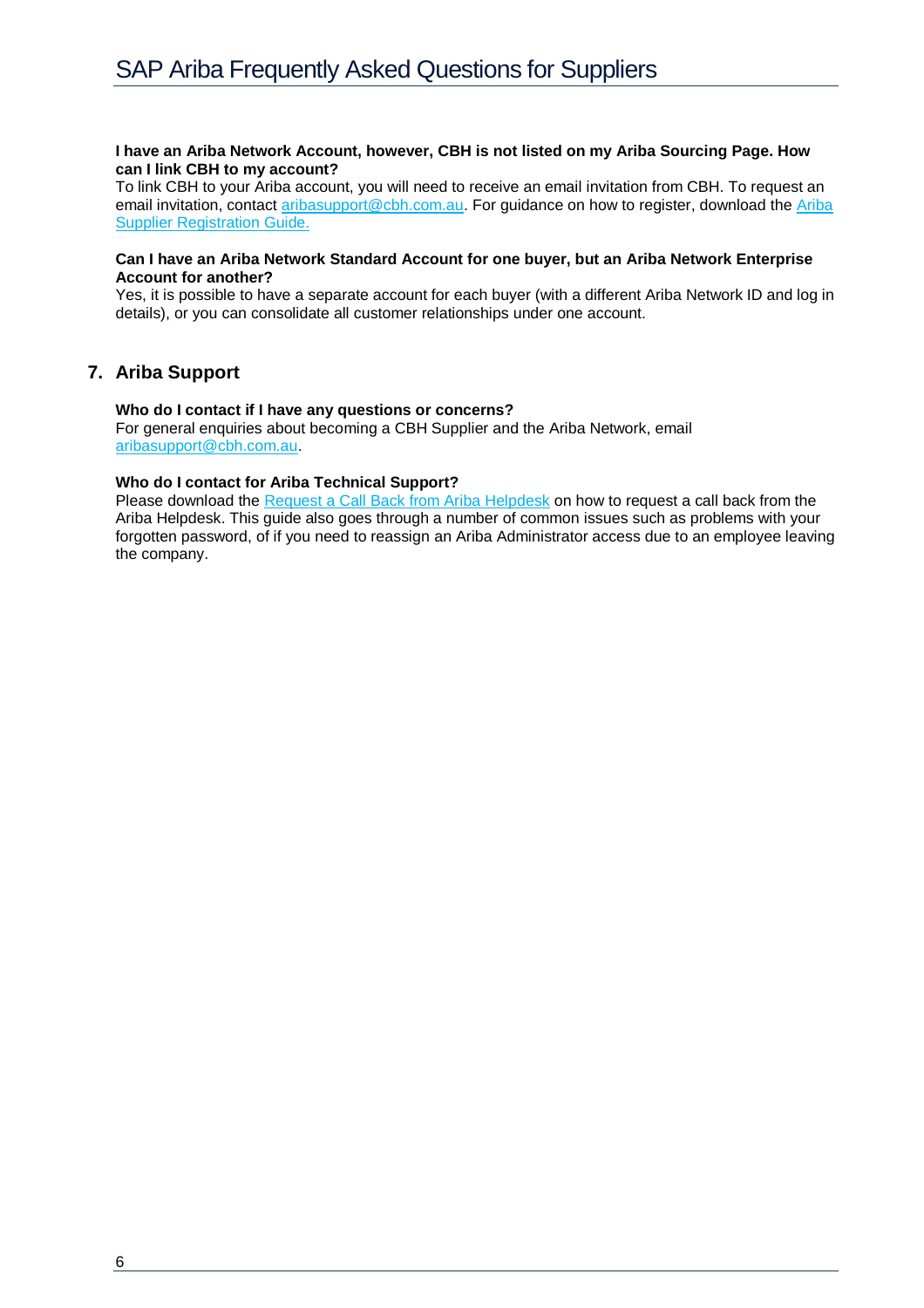**I have an Ariba Network Account, however, CBH is not listed on my Ariba Sourcing Page. How can I link CBH to my account?**
To link CBH to your Ariba account, you will need to receive an email invitation from CBH. To request an email invitation, contact [aribasupport@cbh.com.au](mailto:aribasupport@cbh.com.au). For guidance on how to register, download the [Ariba Supplier Registration Guide.]()

**Can I have an Ariba Network Standard Account for one buyer, but an Ariba Network Enterprise Account for another?**
Yes, it is possible to have a separate account for each buyer (with a different Ariba Network ID and log in details), or you can consolidate all customer relationships under one account.

## 7. Ariba Support

**Who do I contact if I have any questions or concerns?**
For general enquiries about becoming a CBH Supplier and the Ariba Network, email [aribasupport@cbh.com.au](mailto:aribasupport@cbh.com.au).

**Who do I contact for Ariba Technical Support?**
Please download the [Request a Call Back from Ariba Helpdesk]() on how to request a call back from the Ariba Helpdesk. This guide also goes through a number of common issues such as problems with your forgotten password, of if you need to reassign an Ariba Administrator access due to an employee leaving the company.